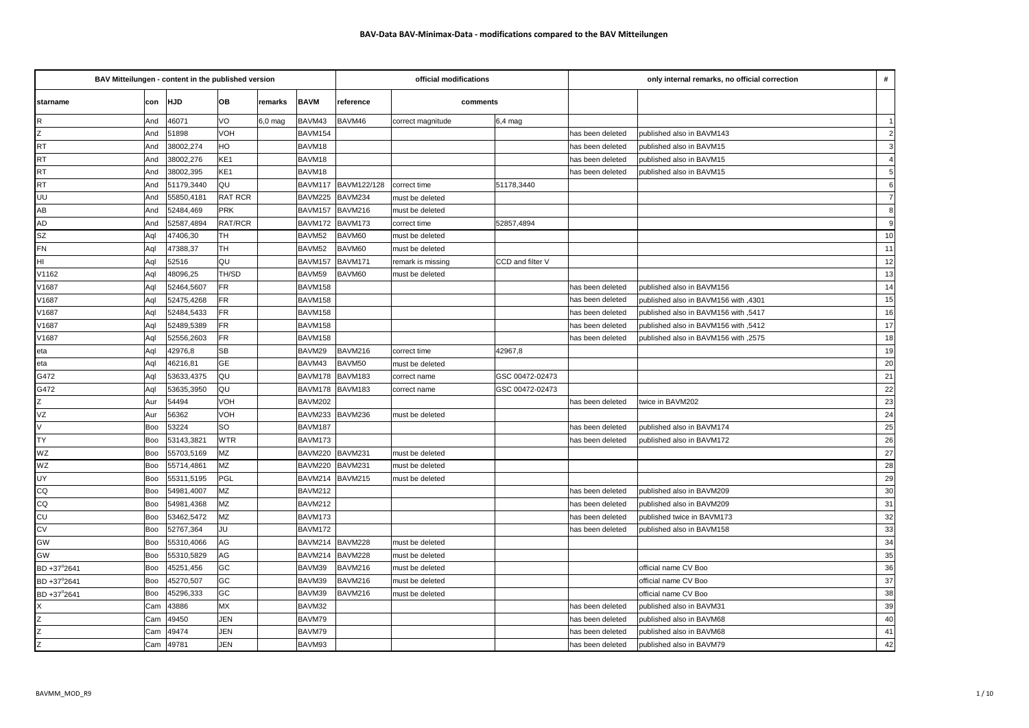# BAV-Data BAV-Minimax-Data - modifications compared to the BAV Mitteilungen

| BAV Mitteilungen - content in the published version | | | | | | official modifications | | | only internal remarks, no official correction | | # |
|---|---|---|---|---|---|---|---|---|---|---|---|
| starname | con | HJD | OB | remarks | BAVM | reference | comments | | | | |
| R | And | 46071 | VO | 6,0 mag | BAVM43 | BAVM46 | correct magnitude | 6,4 mag | | | 1 |
| Z | And | 51898 | VOH | | BAVM154 | | | | has been deleted | published also in BAVM143 | 2 |
| RT | And | 38002,274 | HO | | BAVM18 | | | | has been deleted | published also in BAVM15 | 3 |
| RT | And | 38002,276 | KE1 | | BAVM18 | | | | has been deleted | published also in BAVM15 | 4 |
| RT | And | 38002,395 | KE1 | | BAVM18 | | | | has been deleted | published also in BAVM15 | 5 |
| RT | And | 51179,3440 | QU | | BAVM117 | BAVM122/128 | correct time | 51178,3440 | | | 6 |
| UU | And | 55850,4181 | RAT RCR | | BAVM225 | BAVM234 | must be deleted | | | | 7 |
| AB | And | 52484,469 | PRK | | BAVM157 | BAVM216 | must be deleted | | | | 8 |
| AD | And | 52587,4894 | RAT/RCR | | BAVM172 | BAVM173 | correct time | 52857,4894 | | | 9 |
| SZ | Aql | 47406,30 | TH | | BAVM52 | BAVM60 | must be deleted | | | | 10 |
| FN | Aql | 47388,37 | TH | | BAVM52 | BAVM60 | must be deleted | | | | 11 |
| HI | Aql | 52516 | QU | | BAVM157 | BAVM171 | remark is missing | CCD and filter V | | | 12 |
| V1162 | Aql | 48096,25 | TH/SD | | BAVM59 | BAVM60 | must be deleted | | | | 13 |
| V1687 | Aql | 52464,5607 | FR | | BAVM158 | | | | has been deleted | published also in BAVM156 | 14 |
| V1687 | Aql | 52475,4268 | FR | | BAVM158 | | | | has been deleted | published also in BAVM156 with ,4301 | 15 |
| V1687 | Aql | 52484,5433 | FR | | BAVM158 | | | | has been deleted | published also in BAVM156 with ,5417 | 16 |
| V1687 | Aql | 52489,5389 | FR | | BAVM158 | | | | has been deleted | published also in BAVM156 with ,5412 | 17 |
| V1687 | Aql | 52556,2603 | FR | | BAVM158 | | | | has been deleted | published also in BAVM156 with ,2575 | 18 |
| eta | Aql | 42976,8 | SB | | BAVM29 | BAVM216 | correct time | 42967,8 | | | 19 |
| eta | Aql | 46216,81 | GE | | BAVM43 | BAVM50 | must be deleted | | | | 20 |
| G472 | Aql | 53633,4375 | QU | | BAVM178 | BAVM183 | correct name | GSC 00472-02473 | | | 21 |
| G472 | Aql | 53635,3950 | QU | | BAVM178 | BAVM183 | correct name | GSC 00472-02473 | | | 22 |
| Z | Aur | 54494 | VOH | | BAVM202 | | | | has been deleted | twice in BAVM202 | 23 |
| VZ | Aur | 56362 | VOH | | BAVM233 | BAVM236 | must be deleted | | | | 24 |
| V | Boo | 53224 | SO | | BAVM187 | | | | has been deleted | published also in BAVM174 | 25 |
| TY | Boo | 53143,3821 | WTR | | BAVM173 | | | | has been deleted | published also in BAVM172 | 26 |
| WZ | Boo | 55703,5169 | MZ | | BAVM220 | BAVM231 | must be deleted | | | | 27 |
| WZ | Boo | 55714,4861 | MZ | | BAVM220 | BAVM231 | must be deleted | | | | 28 |
| UY | Boo | 55311,5195 | PGL | | BAVM214 | BAVM215 | must be deleted | | | | 29 |
| CQ | Boo | 54981,4007 | MZ | | BAVM212 | | | | has been deleted | published also in BAVM209 | 30 |
| CQ | Boo | 54981,4368 | MZ | | BAVM212 | | | | has been deleted | published also in BAVM209 | 31 |
| CU | Boo | 53462,5472 | MZ | | BAVM173 | | | | has been deleted | published twice in BAVM173 | 32 |
| CV | Boo | 52767,364 | JU | | BAVM172 | | | | has been deleted | published also in BAVM158 | 33 |
| GW | Boo | 55310,4066 | AG | | BAVM214 | BAVM228 | must be deleted | | | | 34 |
| GW | Boo | 55310,5829 | AG | | BAVM214 | BAVM228 | must be deleted | | | | 35 |
| BD +37°2641 | Boo | 45251,456 | GC | | BAVM39 | BAVM216 | must be deleted | | | official name CV Boo | 36 |
| BD +37°2641 | Boo | 45270,507 | GC | | BAVM39 | BAVM216 | must be deleted | | | official name CV Boo | 37 |
| BD +37°2641 | Boo | 45296,333 | GC | | BAVM39 | BAVM216 | must be deleted | | | official name CV Boo | 38 |
| X | Cam | 43886 | MX | | BAVM32 | | | | has been deleted | published also in BAVM31 | 39 |
| Z | Cam | 49450 | JEN | | BAVM79 | | | | has been deleted | published also in BAVM68 | 40 |
| Z | Cam | 49474 | JEN | | BAVM79 | | | | has been deleted | published also in BAVM68 | 41 |
| Z | Cam | 49781 | JEN | | BAVM93 | | | | has been deleted | published also in BAVM79 | 42 |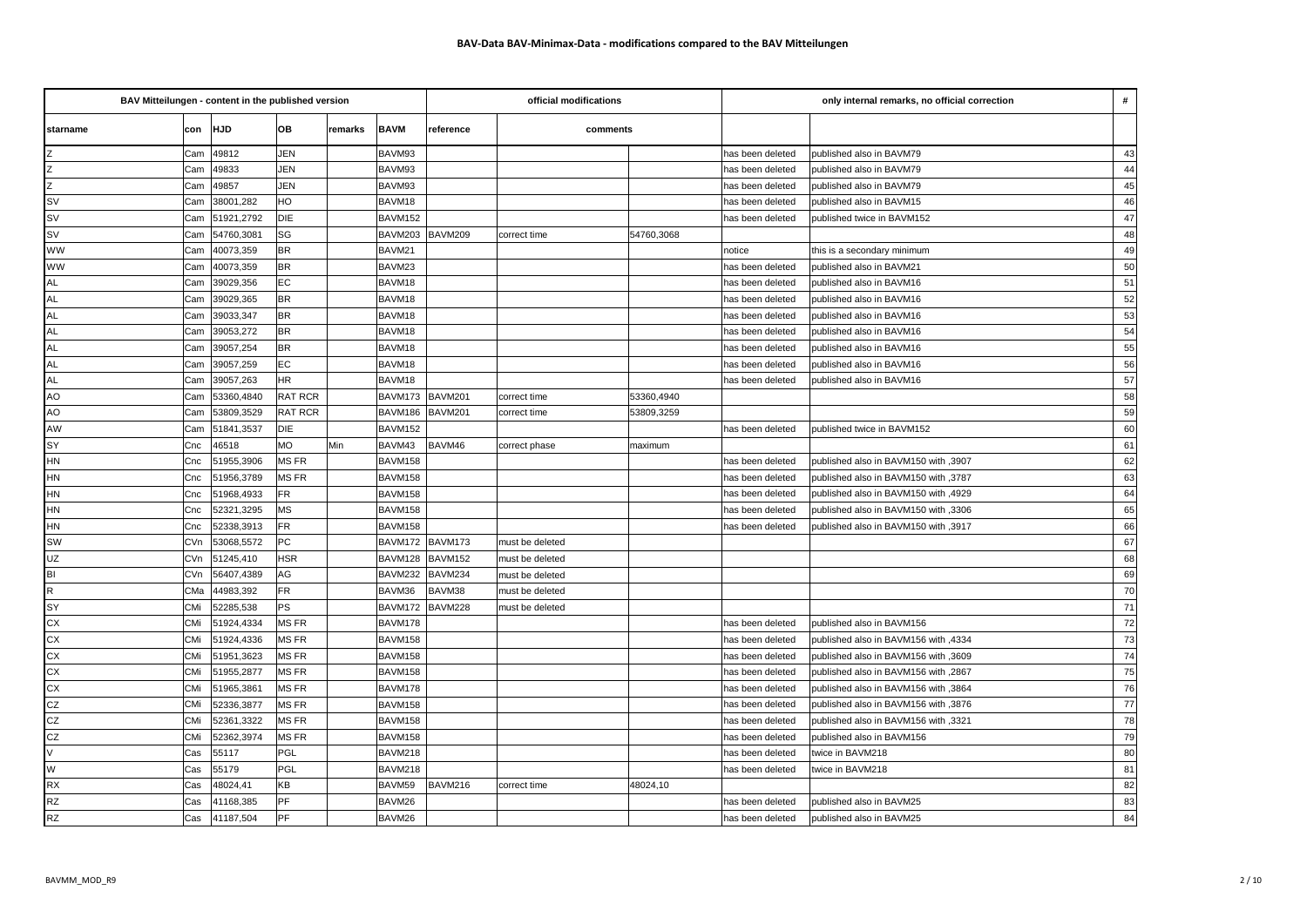## BAV-Data BAV-Minimax-Data - modifications compared to the BAV Mitteilungen

| BAV Mitteilungen - content in the published version | | | | | | official modifications | | | only internal remarks, no official correction | | # |
|---|---|---|---|---|---|---|---|---|---|---|---|
| starname | con | HJD | OB | remarks | BAVM | reference | comments | | | | |
| Z | Cam | 49812 | JEN | | BAVM93 | | | | has been deleted | published also in BAVM79 | 43 |
| Z | Cam | 49833 | JEN | | BAVM93 | | | | has been deleted | published also in BAVM79 | 44 |
| Z | Cam | 49857 | JEN | | BAVM93 | | | | has been deleted | published also in BAVM79 | 45 |
| SV | Cam | 38001,282 | HO | | BAVM18 | | | | has been deleted | published also in BAVM15 | 46 |
| SV | Cam | 51921,2792 | DIE | | BAVM152 | | | | has been deleted | published twice in BAVM152 | 47 |
| SV | Cam | 54760,3081 | SG | | BAVM203 | BAVM209 | correct time | 54760,3068 | | | 48 |
| WW | Cam | 40073,359 | BR | | BAVM21 | | | | notice | this is a secondary minimum | 49 |
| WW | Cam | 40073,359 | BR | | BAVM23 | | | | has been deleted | published also in BAVM21 | 50 |
| AL | Cam | 39029,356 | EC | | BAVM18 | | | | has been deleted | published also in BAVM16 | 51 |
| AL | Cam | 39029,365 | BR | | BAVM18 | | | | has been deleted | published also in BAVM16 | 52 |
| AL | Cam | 39033,347 | BR | | BAVM18 | | | | has been deleted | published also in BAVM16 | 53 |
| AL | Cam | 39053,272 | BR | | BAVM18 | | | | has been deleted | published also in BAVM16 | 54 |
| AL | Cam | 39057,254 | BR | | BAVM18 | | | | has been deleted | published also in BAVM16 | 55 |
| AL | Cam | 39057,259 | EC | | BAVM18 | | | | has been deleted | published also in BAVM16 | 56 |
| AL | Cam | 39057,263 | HR | | BAVM18 | | | | has been deleted | published also in BAVM16 | 57 |
| AO | Cam | 53360,4840 | RAT RCR | | BAVM173 | BAVM201 | correct time | 53360,4940 | | | 58 |
| AO | Cam | 53809,3529 | RAT RCR | | BAVM186 | BAVM201 | correct time | 53809,3259 | | | 59 |
| AW | Cam | 51841,3537 | DIE | | BAVM152 | | | | has been deleted | published twice in BAVM152 | 60 |
| SY | Cnc | 46518 | MO | Min | BAVM43 | BAVM46 | correct phase | maximum | | | 61 |
| HN | Cnc | 51955,3906 | MS FR | | BAVM158 | | | | has been deleted | published also in BAVM150 with ,3907 | 62 |
| HN | Cnc | 51956,3789 | MS FR | | BAVM158 | | | | has been deleted | published also in BAVM150 with ,3787 | 63 |
| HN | Cnc | 51968,4933 | FR | | BAVM158 | | | | has been deleted | published also in BAVM150 with ,4929 | 64 |
| HN | Cnc | 52321,3295 | MS | | BAVM158 | | | | has been deleted | published also in BAVM150 with ,3306 | 65 |
| HN | Cnc | 52338,3913 | FR | | BAVM158 | | | | has been deleted | published also in BAVM150 with ,3917 | 66 |
| SW | CVn | 53068,5572 | PC | | BAVM172 | BAVM173 | must be deleted | | | | 67 |
| UZ | CVn | 51245,410 | HSR | | BAVM128 | BAVM152 | must be deleted | | | | 68 |
| BI | CVn | 56407,4389 | AG | | BAVM232 | BAVM234 | must be deleted | | | | 69 |
| R | CMa | 44983,392 | FR | | BAVM36 | BAVM38 | must be deleted | | | | 70 |
| SY | CMi | 52285,538 | PS | | BAVM172 | BAVM228 | must be deleted | | | | 71 |
| CX | CMi | 51924,4334 | MS FR | | BAVM178 | | | | has been deleted | published also in BAVM156 | 72 |
| CX | CMi | 51924,4336 | MS FR | | BAVM158 | | | | has been deleted | published also in BAVM156 with ,4334 | 73 |
| CX | CMi | 51951,3623 | MS FR | | BAVM158 | | | | has been deleted | published also in BAVM156 with ,3609 | 74 |
| CX | CMi | 51955,2877 | MS FR | | BAVM158 | | | | has been deleted | published also in BAVM156 with ,2867 | 75 |
| CX | CMi | 51965,3861 | MS FR | | BAVM178 | | | | has been deleted | published also in BAVM156 with ,3864 | 76 |
| CZ | CMi | 52336,3877 | MS FR | | BAVM158 | | | | has been deleted | published also in BAVM156 with ,3876 | 77 |
| CZ | CMi | 52361,3322 | MS FR | | BAVM158 | | | | has been deleted | published also in BAVM156 with ,3321 | 78 |
| CZ | CMi | 52362,3974 | MS FR | | BAVM158 | | | | has been deleted | published also in BAVM156 | 79 |
| V | Cas | 55117 | PGL | | BAVM218 | | | | has been deleted | twice in BAVM218 | 80 |
| W | Cas | 55179 | PGL | | BAVM218 | | | | has been deleted | twice in BAVM218 | 81 |
| RX | Cas | 48024,41 | KB | | BAVM59 | BAVM216 | correct time | 48024,10 | | | 82 |
| RZ | Cas | 41168,385 | PF | | BAVM26 | | | | has been deleted | published also in BAVM25 | 83 |
| RZ | Cas | 41187,504 | PF | | BAVM26 | | | | has been deleted | published also in BAVM25 | 84 |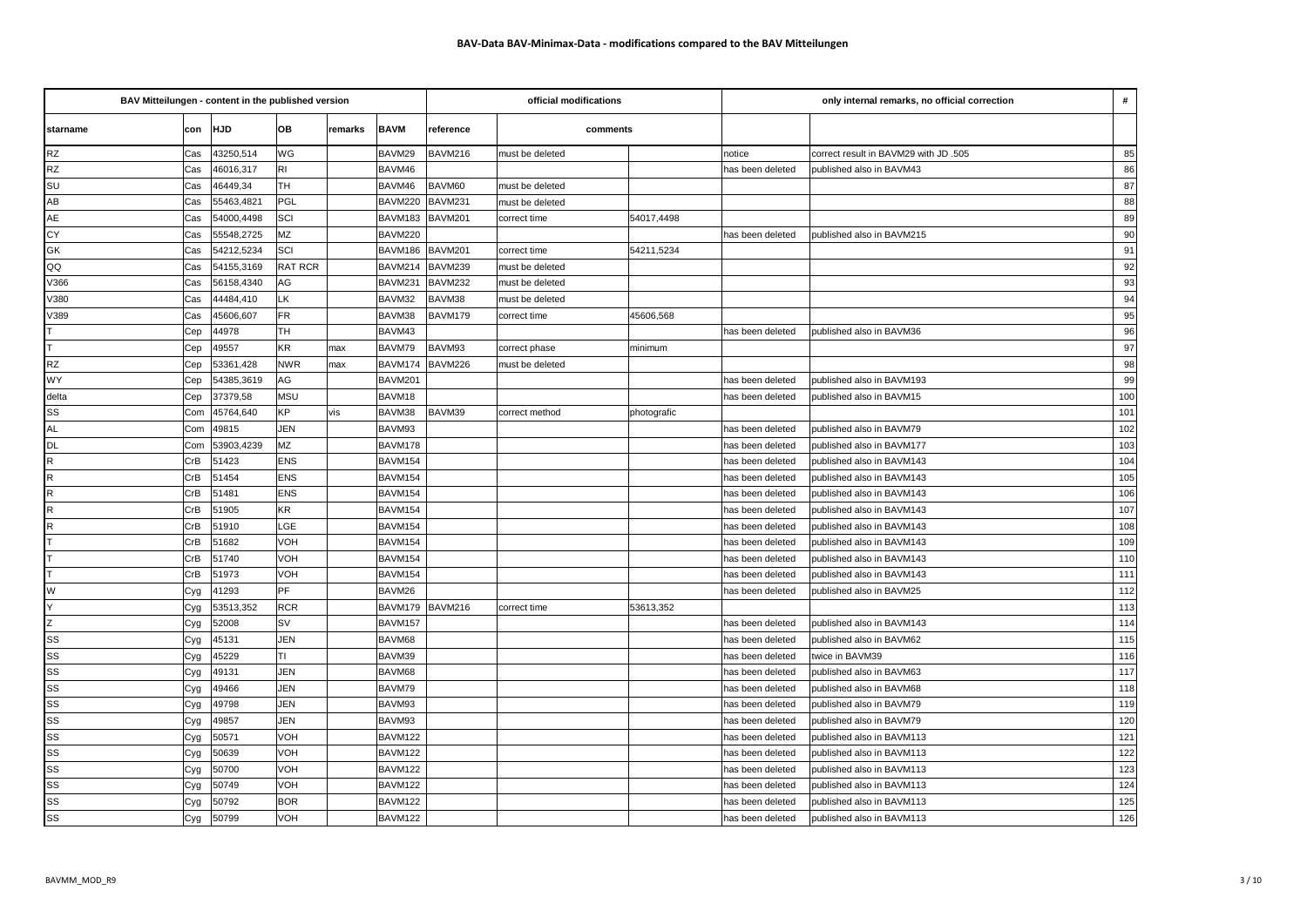# BAV-Data BAV-Minimax-Data - modifications compared to the BAV Mitteilungen

| BAV Mitteilungen - content in the published version | | | | | | official modifications | | | only internal remarks, no official correction | | # |
|---|---|---|---|---|---|---|---|---|---|---|---|
| starname | con | HJD | OB | remarks | BAVM | reference | comments | | | | |
| RZ | Cas | 43250,514 | WG | | BAVM29 | BAVM216 | must be deleted | | notice | correct result in BAVM29 with JD .505 | 85 |
| RZ | Cas | 46016,317 | RI | | BAVM46 | | | | has been deleted | published also in BAVM43 | 86 |
| SU | Cas | 46449,34 | TH | | BAVM46 | BAVM60 | must be deleted | | | | 87 |
| AB | Cas | 55463,4821 | PGL | | BAVM220 | BAVM231 | must be deleted | | | | 88 |
| AE | Cas | 54000,4498 | SCI | | BAVM183 | BAVM201 | correct time | 54017,4498 | | | 89 |
| CY | Cas | 55548,2725 | MZ | | BAVM220 | | | | has been deleted | published also in BAVM215 | 90 |
| GK | Cas | 54212,5234 | SCI | | BAVM186 | BAVM201 | correct time | 54211,5234 | | | 91 |
| QQ | Cas | 54155,3169 | RAT RCR | | BAVM214 | BAVM239 | must be deleted | | | | 92 |
| V366 | Cas | 56158,4340 | AG | | BAVM231 | BAVM232 | must be deleted | | | | 93 |
| V380 | Cas | 44484,410 | LK | | BAVM32 | BAVM38 | must be deleted | | | | 94 |
| V389 | Cas | 45606,607 | FR | | BAVM38 | BAVM179 | correct time | 45606,568 | | | 95 |
| T | Cep | 44978 | TH | | BAVM43 | | | | has been deleted | published also in BAVM36 | 96 |
| T | Cep | 49557 | KR | max | BAVM79 | BAVM93 | correct phase | minimum | | | 97 |
| RZ | Cep | 53361,428 | NWR | max | BAVM174 | BAVM226 | must be deleted | | | | 98 |
| WY | Cep | 54385,3619 | AG | | BAVM201 | | | | has been deleted | published also in BAVM193 | 99 |
| delta | Cep | 37379,58 | MSU | | BAVM18 | | | | has been deleted | published also in BAVM15 | 100 |
| SS | Com | 45764,640 | KP | vis | BAVM38 | BAVM39 | correct method | photografic | | | 101 |
| AL | Com | 49815 | JEN | | BAVM93 | | | | has been deleted | published also in BAVM79 | 102 |
| DL | Com | 53903,4239 | MZ | | BAVM178 | | | | has been deleted | published also in BAVM177 | 103 |
| R | CrB | 51423 | ENS | | BAVM154 | | | | has been deleted | published also in BAVM143 | 104 |
| R | CrB | 51454 | ENS | | BAVM154 | | | | has been deleted | published also in BAVM143 | 105 |
| R | CrB | 51481 | ENS | | BAVM154 | | | | has been deleted | published also in BAVM143 | 106 |
| R | CrB | 51905 | KR | | BAVM154 | | | | has been deleted | published also in BAVM143 | 107 |
| R | CrB | 51910 | LGE | | BAVM154 | | | | has been deleted | published also in BAVM143 | 108 |
| T | CrB | 51682 | VOH | | BAVM154 | | | | has been deleted | published also in BAVM143 | 109 |
| T | CrB | 51740 | VOH | | BAVM154 | | | | has been deleted | published also in BAVM143 | 110 |
| T | CrB | 51973 | VOH | | BAVM154 | | | | has been deleted | published also in BAVM143 | 111 |
| W | Cyg | 41293 | PF | | BAVM26 | | | | has been deleted | published also in BAVM25 | 112 |
| Y | Cyg | 53513,352 | RCR | | BAVM179 | BAVM216 | correct time | 53613,352 | | | 113 |
| Z | Cyg | 52008 | SV | | BAVM157 | | | | has been deleted | published also in BAVM143 | 114 |
| SS | Cyg | 45131 | JEN | | BAVM68 | | | | has been deleted | published also in BAVM62 | 115 |
| SS | Cyg | 45229 | TI | | BAVM39 | | | | has been deleted | twice in BAVM39 | 116 |
| SS | Cyg | 49131 | JEN | | BAVM68 | | | | has been deleted | published also in BAVM63 | 117 |
| SS | Cyg | 49466 | JEN | | BAVM79 | | | | has been deleted | published also in BAVM68 | 118 |
| SS | Cyg | 49798 | JEN | | BAVM93 | | | | has been deleted | published also in BAVM79 | 119 |
| SS | Cyg | 49857 | JEN | | BAVM93 | | | | has been deleted | published also in BAVM79 | 120 |
| SS | Cyg | 50571 | VOH | | BAVM122 | | | | has been deleted | published also in BAVM113 | 121 |
| SS | Cyg | 50639 | VOH | | BAVM122 | | | | has been deleted | published also in BAVM113 | 122 |
| SS | Cyg | 50700 | VOH | | BAVM122 | | | | has been deleted | published also in BAVM113 | 123 |
| SS | Cyg | 50749 | VOH | | BAVM122 | | | | has been deleted | published also in BAVM113 | 124 |
| SS | Cyg | 50792 | BOR | | BAVM122 | | | | has been deleted | published also in BAVM113 | 125 |
| SS | Cyg | 50799 | VOH | | BAVM122 | | | | has been deleted | published also in BAVM113 | 126 |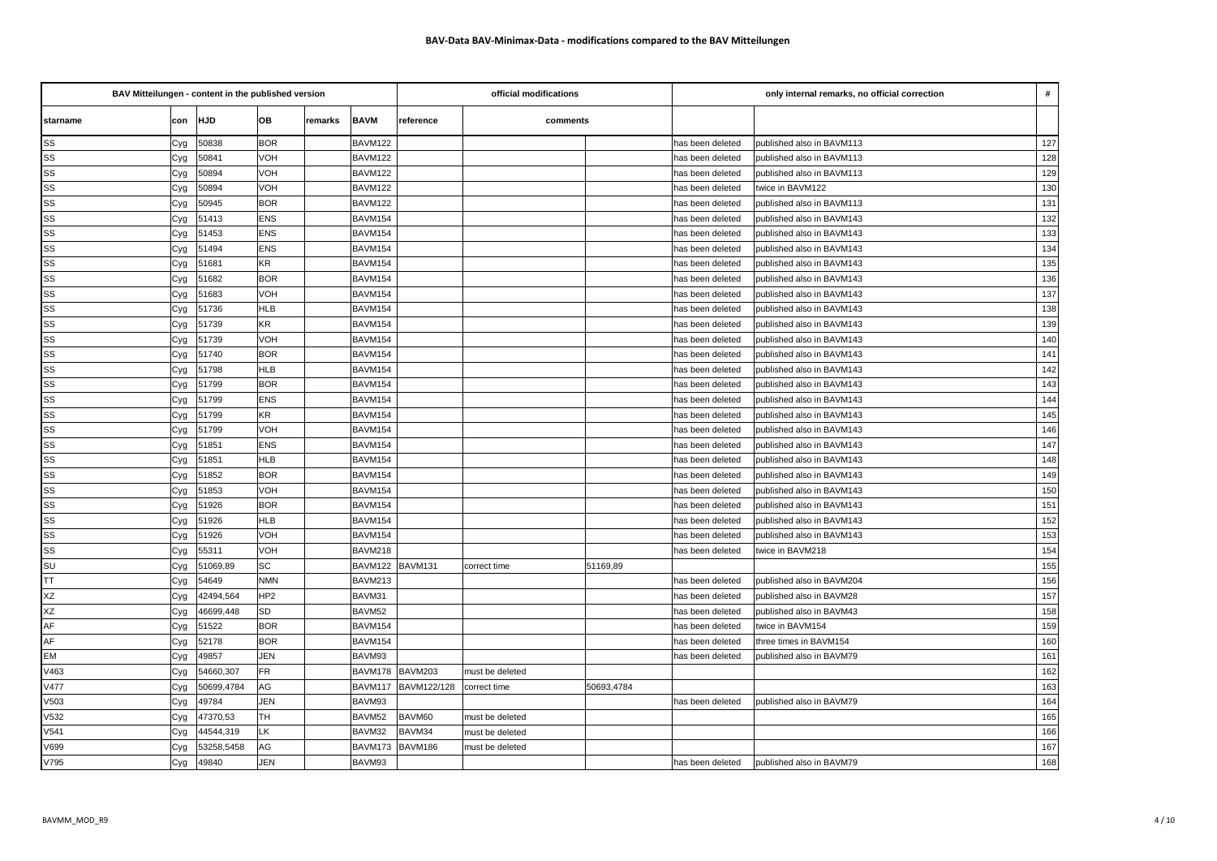## BAV-Data BAV-Minimax-Data - modifications compared to the BAV Mitteilungen

| BAV Mitteilungen - content in the published version | | | | | | official modifications | | | only internal remarks, no official correction | | # |
|---|---|---|---|---|---|---|---|---|---|---|---|
| starname | con | HJD | OB | remarks | BAVM | reference | comments | | | | |
| SS | Cyg | 50838 | BOR | | BAVM122 | | | | has been deleted | published also in BAVM113 | 127 |
| SS | Cyg | 50841 | VOH | | BAVM122 | | | | has been deleted | published also in BAVM113 | 128 |
| SS | Cyg | 50894 | VOH | | BAVM122 | | | | has been deleted | published also in BAVM113 | 129 |
| SS | Cyg | 50894 | VOH | | BAVM122 | | | | has been deleted | twice in BAVM122 | 130 |
| SS | Cyg | 50945 | BOR | | BAVM122 | | | | has been deleted | published also in BAVM113 | 131 |
| SS | Cyg | 51413 | ENS | | BAVM154 | | | | has been deleted | published also in BAVM143 | 132 |
| SS | Cyg | 51453 | ENS | | BAVM154 | | | | has been deleted | published also in BAVM143 | 133 |
| SS | Cyg | 51494 | ENS | | BAVM154 | | | | has been deleted | published also in BAVM143 | 134 |
| SS | Cyg | 51681 | KR | | BAVM154 | | | | has been deleted | published also in BAVM143 | 135 |
| SS | Cyg | 51682 | BOR | | BAVM154 | | | | has been deleted | published also in BAVM143 | 136 |
| SS | Cyg | 51683 | VOH | | BAVM154 | | | | has been deleted | published also in BAVM143 | 137 |
| SS | Cyg | 51736 | HLB | | BAVM154 | | | | has been deleted | published also in BAVM143 | 138 |
| SS | Cyg | 51739 | KR | | BAVM154 | | | | has been deleted | published also in BAVM143 | 139 |
| SS | Cyg | 51739 | VOH | | BAVM154 | | | | has been deleted | published also in BAVM143 | 140 |
| SS | Cyg | 51740 | BOR | | BAVM154 | | | | has been deleted | published also in BAVM143 | 141 |
| SS | Cyg | 51798 | HLB | | BAVM154 | | | | has been deleted | published also in BAVM143 | 142 |
| SS | Cyg | 51799 | BOR | | BAVM154 | | | | has been deleted | published also in BAVM143 | 143 |
| SS | Cyg | 51799 | ENS | | BAVM154 | | | | has been deleted | published also in BAVM143 | 144 |
| SS | Cyg | 51799 | KR | | BAVM154 | | | | has been deleted | published also in BAVM143 | 145 |
| SS | Cyg | 51799 | VOH | | BAVM154 | | | | has been deleted | published also in BAVM143 | 146 |
| SS | Cyg | 51851 | ENS | | BAVM154 | | | | has been deleted | published also in BAVM143 | 147 |
| SS | Cyg | 51851 | HLB | | BAVM154 | | | | has been deleted | published also in BAVM143 | 148 |
| SS | Cyg | 51852 | BOR | | BAVM154 | | | | has been deleted | published also in BAVM143 | 149 |
| SS | Cyg | 51853 | VOH | | BAVM154 | | | | has been deleted | published also in BAVM143 | 150 |
| SS | Cyg | 51926 | BOR | | BAVM154 | | | | has been deleted | published also in BAVM143 | 151 |
| SS | Cyg | 51926 | HLB | | BAVM154 | | | | has been deleted | published also in BAVM143 | 152 |
| SS | Cyg | 51926 | VOH | | BAVM154 | | | | has been deleted | published also in BAVM143 | 153 |
| SS | Cyg | 55311 | VOH | | BAVM218 | | | | has been deleted | twice in BAVM218 | 154 |
| SU | Cyg | 51069,89 | SC | | BAVM122 | BAVM131 | correct time | 51169,89 | | | 155 |
| TT | Cyg | 54649 | NMN | | BAVM213 | | | | has been deleted | published also in BAVM204 | 156 |
| XZ | Cyg | 42494,564 | HP2 | | BAVM31 | | | | has been deleted | published also in BAVM28 | 157 |
| XZ | Cyg | 46699,448 | SD | | BAVM52 | | | | has been deleted | published also in BAVM43 | 158 |
| AF | Cyg | 51522 | BOR | | BAVM154 | | | | has been deleted | twice in BAVM154 | 159 |
| AF | Cyg | 52178 | BOR | | BAVM154 | | | | has been deleted | three times in BAVM154 | 160 |
| EM | Cyg | 49857 | JEN | | BAVM93 | | | | has been deleted | published also in BAVM79 | 161 |
| V463 | Cyg | 54660,307 | FR | | BAVM178 | BAVM203 | must be deleted | | | | 162 |
| V477 | Cyg | 50699,4784 | AG | | BAVM117 | BAVM122/128 | correct time | 50693,4784 | | | 163 |
| V503 | Cyg | 49784 | JEN | | BAVM93 | | | | has been deleted | published also in BAVM79 | 164 |
| V532 | Cyg | 47370,53 | TH | | BAVM52 | BAVM60 | must be deleted | | | | 165 |
| V541 | Cyg | 44544,319 | LK | | BAVM32 | BAVM34 | must be deleted | | | | 166 |
| V699 | Cyg | 53258,5458 | AG | | BAVM173 | BAVM186 | must be deleted | | | | 167 |
| V795 | Cyg | 49840 | JEN | | BAVM93 | | | | has been deleted | published also in BAVM79 | 168 |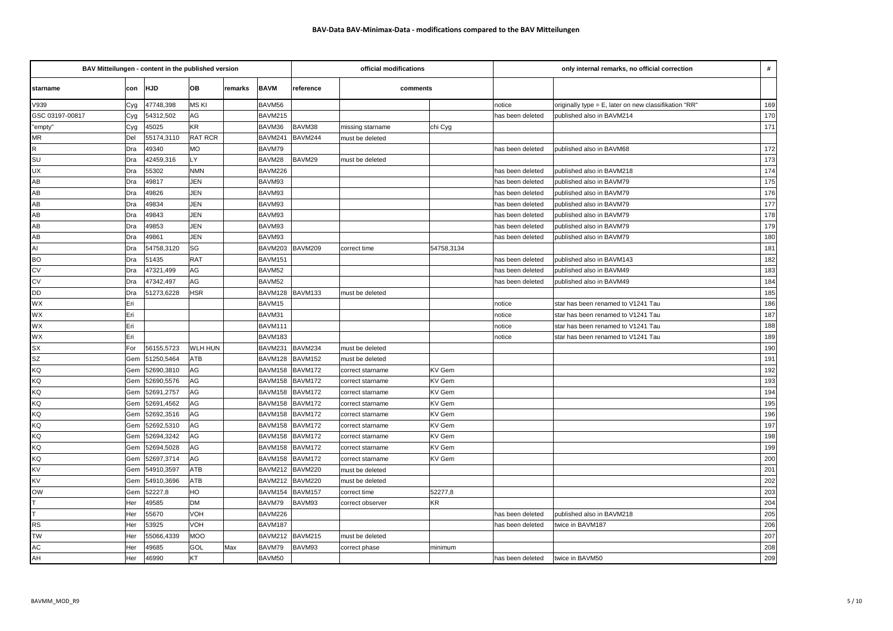# BAV-Data BAV-Minimax-Data - modifications compared to the BAV Mitteilungen

| BAV Mitteilungen - content in the published version | | | | | | official modifications | | | only internal remarks, no official correction | | # |
|---|---|---|---|---|---|---|---|---|---|---|---|
| starname | con | HJD | OB | remarks | BAVM | reference | comments | | | | |
| V939 | Cyg | 47748,398 | MS KI | | BAVM56 | | | | notice | originally type = E, later on new classifikation "RR" | 169 |
| GSC 03197-00817 | Cyg | 54312,502 | AG | | BAVM215 | | | | has been deleted | published also in BAVM214 | 170 |
| "empty" | Cyg | 45025 | KR | | BAVM36 | BAVM38 | missing starname | chi Cyg | | | 171 |
| MR | Del | 55174,3110 | RAT RCR | | BAVM241 | BAVM244 | must be deleted | | | | |
| R | Dra | 49340 | MO | | BAVM79 | | | | has been deleted | published also in BAVM68 | 172 |
| SU | Dra | 42459,316 | LY | | BAVM28 | BAVM29 | must be deleted | | | | 173 |
| UX | Dra | 55302 | NMN | | BAVM226 | | | | has been deleted | published also in BAVM218 | 174 |
| AB | Dra | 49817 | JEN | | BAVM93 | | | | has been deleted | published also in BAVM79 | 175 |
| AB | Dra | 49826 | JEN | | BAVM93 | | | | has been deleted | published also in BAVM79 | 176 |
| AB | Dra | 49834 | JEN | | BAVM93 | | | | has been deleted | published also in BAVM79 | 177 |
| AB | Dra | 49843 | JEN | | BAVM93 | | | | has been deleted | published also in BAVM79 | 178 |
| AB | Dra | 49853 | JEN | | BAVM93 | | | | has been deleted | published also in BAVM79 | 179 |
| AB | Dra | 49861 | JEN | | BAVM93 | | | | has been deleted | published also in BAVM79 | 180 |
| AI | Dra | 54758,3120 | SG | | BAVM203 | BAVM209 | correct time | 54758,3134 | | | 181 |
| BO | Dra | 51435 | RAT | | BAVM151 | | | | has been deleted | published also in BAVM143 | 182 |
| CV | Dra | 47321,499 | AG | | BAVM52 | | | | has been deleted | published also in BAVM49 | 183 |
| CV | Dra | 47342,497 | AG | | BAVM52 | | | | has been deleted | published also in BAVM49 | 184 |
| DD | Dra | 51273,6228 | HSR | | BAVM128 | BAVM133 | must be deleted | | | | 185 |
| WX | Eri | | | | BAVM15 | | | | notice | star has been renamed to V1241 Tau | 186 |
| WX | Eri | | | | BAVM31 | | | | notice | star has been renamed to V1241 Tau | 187 |
| WX | Eri | | | | BAVM111 | | | | notice | star has been renamed to V1241 Tau | 188 |
| WX | Eri | | | | BAVM183 | | | | notice | star has been renamed to V1241 Tau | 189 |
| SX | For | 56155,5723 | WLH HUN | | BAVM231 | BAVM234 | must be deleted | | | | 190 |
| SZ | Gem | 51250,5464 | ATB | | BAVM128 | BAVM152 | must be deleted | | | | 191 |
| KQ | Gem | 52690,3810 | AG | | BAVM158 | BAVM172 | correct starname | KV Gem | | | 192 |
| KQ | Gem | 52690,5576 | AG | | BAVM158 | BAVM172 | correct starname | KV Gem | | | 193 |
| KQ | Gem | 52691,2757 | AG | | BAVM158 | BAVM172 | correct starname | KV Gem | | | 194 |
| KQ | Gem | 52691,4562 | AG | | BAVM158 | BAVM172 | correct starname | KV Gem | | | 195 |
| KQ | Gem | 52692,3516 | AG | | BAVM158 | BAVM172 | correct starname | KV Gem | | | 196 |
| KQ | Gem | 52692,5310 | AG | | BAVM158 | BAVM172 | correct starname | KV Gem | | | 197 |
| KQ | Gem | 52694,3242 | AG | | BAVM158 | BAVM172 | correct starname | KV Gem | | | 198 |
| KQ | Gem | 52694,5028 | AG | | BAVM158 | BAVM172 | correct starname | KV Gem | | | 199 |
| KQ | Gem | 52697,3714 | AG | | BAVM158 | BAVM172 | correct starname | KV Gem | | | 200 |
| KV | Gem | 54910,3597 | ATB | | BAVM212 | BAVM220 | must be deleted | | | | 201 |
| KV | Gem | 54910,3696 | ATB | | BAVM212 | BAVM220 | must be deleted | | | | 202 |
| OW | Gem | 52227,8 | HO | | BAVM154 | BAVM157 | correct time | 52277,8 | | | 203 |
| T | Her | 49585 | DM | | BAVM79 | BAVM93 | correct observer | KR | | | 204 |
| T | Her | 55670 | VOH | | BAVM226 | | | | has been deleted | published also in BAVM218 | 205 |
| RS | Her | 53925 | VOH | | BAVM187 | | | | has been deleted | twice in BAVM187 | 206 |
| TW | Her | 55066,4339 | MOO | | BAVM212 | BAVM215 | must be deleted | | | | 207 |
| AC | Her | 49685 | GOL | Max | BAVM79 | BAVM93 | correct phase | minimum | | | 208 |
| AH | Her | 46990 | KT | | BAVM50 | | | | has been deleted | twice in BAVM50 | 209 |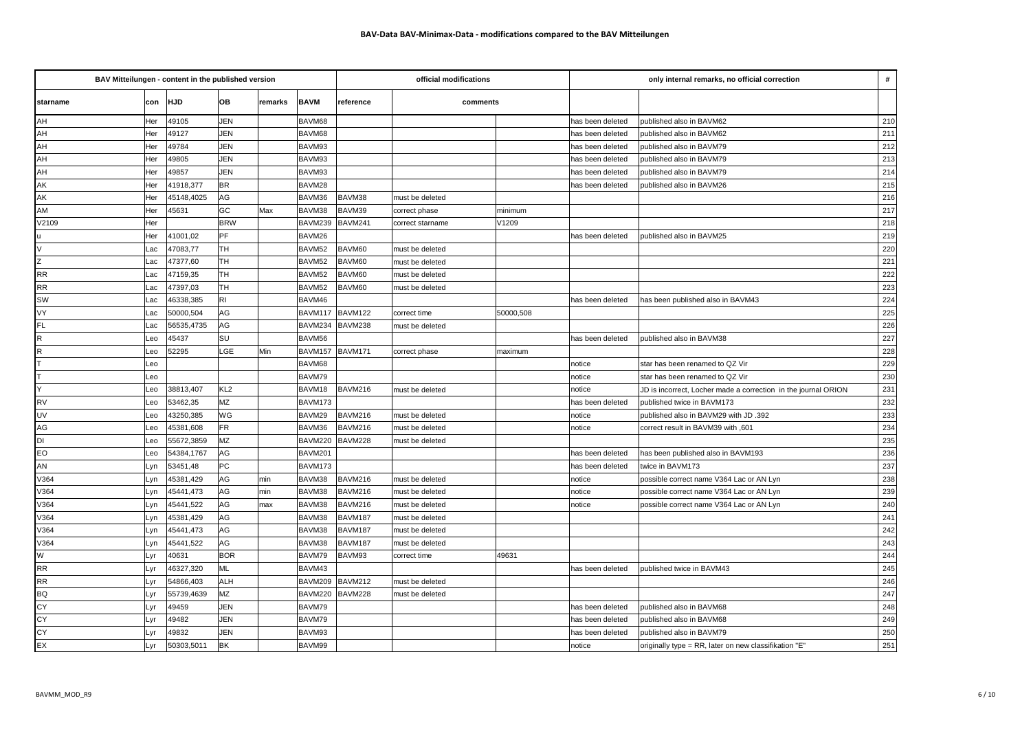# BAV-Data BAV-Minimax-Data - modifications compared to the BAV Mitteilungen

| BAV Mitteilungen - content in the published version | | | | | | official modifications | | | only internal remarks, no official correction | | # |
|---|---|---|---|---|---|---|---|---|---|---|---|
| starname | con | HJD | OB | remarks | BAVM | reference | comments | | | | |
| AH | Her | 49105 | JEN | | BAVM68 | | | | has been deleted | published also in BAVM62 | 210 |
| AH | Her | 49127 | JEN | | BAVM68 | | | | has been deleted | published also in BAVM62 | 211 |
| AH | Her | 49784 | JEN | | BAVM93 | | | | has been deleted | published also in BAVM79 | 212 |
| AH | Her | 49805 | JEN | | BAVM93 | | | | has been deleted | published also in BAVM79 | 213 |
| AH | Her | 49857 | JEN | | BAVM93 | | | | has been deleted | published also in BAVM79 | 214 |
| AK | Her | 41918,377 | BR | | BAVM28 | | | | has been deleted | published also in BAVM26 | 215 |
| AK | Her | 45148,4025 | AG | | BAVM36 | BAVM38 | must be deleted | | | | 216 |
| AM | Her | 45631 | GC | Max | BAVM38 | BAVM39 | correct phase | minimum | | | 217 |
| V2109 | Her | | BRW | | BAVM239 | BAVM241 | correct starname | V1209 | | | 218 |
| u | Her | 41001,02 | PF | | BAVM26 | | | | has been deleted | published also in BAVM25 | 219 |
| V | Lac | 47083,77 | TH | | BAVM52 | BAVM60 | must be deleted | | | | 220 |
| Z | Lac | 47377,60 | TH | | BAVM52 | BAVM60 | must be deleted | | | | 221 |
| RR | Lac | 47159,35 | TH | | BAVM52 | BAVM60 | must be deleted | | | | 222 |
| RR | Lac | 47397,03 | TH | | BAVM52 | BAVM60 | must be deleted | | | | 223 |
| SW | Lac | 46338,385 | RI | | BAVM46 | | | | has been deleted | has been published also in BAVM43 | 224 |
| VY | Lac | 50000,504 | AG | | BAVM117 | BAVM122 | correct time | 50000,508 | | | 225 |
| FL | Lac | 56535,4735 | AG | | BAVM234 | BAVM238 | must be deleted | | | | 226 |
| R | Leo | 45437 | SU | | BAVM56 | | | | has been deleted | published also in BAVM38 | 227 |
| R | Leo | 52295 | LGE | Min | BAVM157 | BAVM171 | correct phase | maximum | | | 228 |
| T | Leo | | | | BAVM68 | | | | notice | star has been renamed to QZ Vir | 229 |
| T | Leo | | | | BAVM79 | | | | notice | star has been renamed to QZ Vir | 230 |
| Y | Leo | 38813,407 | KL2 | | BAVM18 | BAVM216 | must be deleted | | notice | JD is incorrect, Locher made a correction in the journal ORION | 231 |
| RV | Leo | 53462,35 | MZ | | BAVM173 | | | | has been deleted | published twice in BAVM173 | 232 |
| UV | Leo | 43250,385 | WG | | BAVM29 | BAVM216 | must be deleted | | notice | published also in BAVM29 with JD .392 | 233 |
| AG | Leo | 45381,608 | FR | | BAVM36 | BAVM216 | must be deleted | | notice | correct result in BAVM39 with ,601 | 234 |
| DI | Leo | 55672,3859 | MZ | | BAVM220 | BAVM228 | must be deleted | | | | 235 |
| EO | Leo | 54384,1767 | AG | | BAVM201 | | | | has been deleted | has been published also in BAVM193 | 236 |
| AN | Lyn | 53451,48 | PC | | BAVM173 | | | | has been deleted | twice in BAVM173 | 237 |
| V364 | Lyn | 45381,429 | AG | min | BAVM38 | BAVM216 | must be deleted | | notice | possible correct name V364 Lac or AN Lyn | 238 |
| V364 | Lyn | 45441,473 | AG | min | BAVM38 | BAVM216 | must be deleted | | notice | possible correct name V364 Lac or AN Lyn | 239 |
| V364 | Lyn | 45441,522 | AG | max | BAVM38 | BAVM216 | must be deleted | | notice | possible correct name V364 Lac or AN Lyn | 240 |
| V364 | Lyn | 45381,429 | AG | | BAVM38 | BAVM187 | must be deleted | | | | 241 |
| V364 | Lyn | 45441,473 | AG | | BAVM38 | BAVM187 | must be deleted | | | | 242 |
| V364 | Lyn | 45441,522 | AG | | BAVM38 | BAVM187 | must be deleted | | | | 243 |
| W | Lyr | 40631 | BOR | | BAVM79 | BAVM93 | correct time | 49631 | | | 244 |
| RR | Lyr | 46327,320 | ML | | BAVM43 | | | | has been deleted | published twice in BAVM43 | 245 |
| RR | Lyr | 54866,403 | ALH | | BAVM209 | BAVM212 | must be deleted | | | | 246 |
| BQ | Lyr | 55739,4639 | MZ | | BAVM220 | BAVM228 | must be deleted | | | | 247 |
| CY | Lyr | 49459 | JEN | | BAVM79 | | | | has been deleted | published also in BAVM68 | 248 |
| CY | Lyr | 49482 | JEN | | BAVM79 | | | | has been deleted | published also in BAVM68 | 249 |
| CY | Lyr | 49832 | JEN | | BAVM93 | | | | has been deleted | published also in BAVM79 | 250 |
| EX | Lyr | 50303,5011 | BK | | BAVM99 | | | | notice | originally type = RR, later on new classifikation "E" | 251 |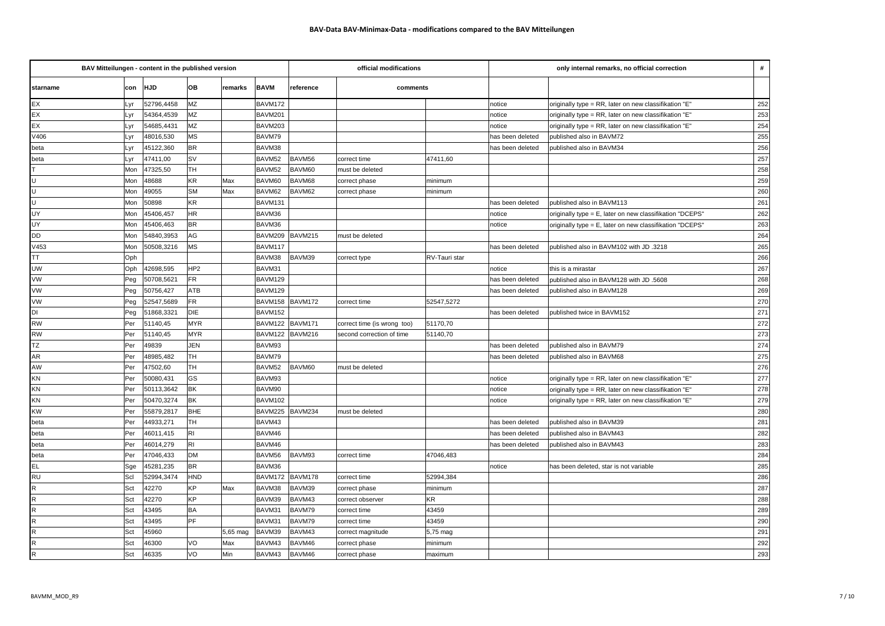**BAV-Data BAV-Minimax-Data - modifications compared to the BAV Mitteilungen**

| BAV Mitteilungen - content in the published version | | | | | | official modifications | | | only internal remarks, no official correction | | # |
|---|---|---|---|---|---|---|---|---|---|---|---|
| starname | con | HJD | OB | remarks | BAVM | reference | comments | | | | |
| EX | Lyr | 52796,4458 | MZ | | BAVM172 | | | | notice | originally type = RR, later on new classifikation "E" | 252 |
| EX | Lyr | 54364,4539 | MZ | | BAVM201 | | | | notice | originally type = RR, later on new classifikation "E" | 253 |
| EX | Lyr | 54685,4431 | MZ | | BAVM203 | | | | notice | originally type = RR, later on new classifikation "E" | 254 |
| V406 | Lyr | 48016,530 | MS | | BAVM79 | | | | has been deleted | published also in BAVM72 | 255 |
| beta | Lyr | 45122,360 | BR | | BAVM38 | | | | has been deleted | published also in BAVM34 | 256 |
| beta | Lyr | 47411,00 | SV | | BAVM52 | BAVM56 | correct time | 47411,60 | | | 257 |
| T | Mon | 47325,50 | TH | | BAVM52 | BAVM60 | must be deleted | | | | 258 |
| U | Mon | 48688 | KR | Max | BAVM60 | BAVM68 | correct phase | minimum | | | 259 |
| U | Mon | 49055 | SM | Max | BAVM62 | BAVM62 | correct phase | minimum | | | 260 |
| U | Mon | 50898 | KR | | BAVM131 | | | | has been deleted | published also in BAVM113 | 261 |
| UY | Mon | 45406,457 | HR | | BAVM36 | | | | notice | originally type = E, later on new classifikation "DCEPS" | 262 |
| UY | Mon | 45406,463 | BR | | BAVM36 | | | | notice | originally type = E, later on new classifikation "DCEPS" | 263 |
| DD | Mon | 54840,3953 | AG | | BAVM209 | BAVM215 | must be deleted | | | | 264 |
| V453 | Mon | 50508,3216 | MS | | BAVM117 | | | | has been deleted | published also in BAVM102 with JD .3218 | 265 |
| TT | Oph | | | | BAVM38 | BAVM39 | correct type | RV-Tauri star | | | 266 |
| UW | Oph | 42698,595 | HP2 | | BAVM31 | | | | notice | this is a mirastar | 267 |
| VW | Peg | 50708,5621 | FR | | BAVM129 | | | | has been deleted | published also in BAVM128 with JD .5608 | 268 |
| VW | Peg | 50756,427 | ATB | | BAVM129 | | | | has been deleted | published also in BAVM128 | 269 |
| VW | Peg | 52547,5689 | FR | | BAVM158 | BAVM172 | correct time | 52547,5272 | | | 270 |
| DI | Peg | 51868,3321 | DIE | | BAVM152 | | | | has been deleted | published twice in BAVM152 | 271 |
| RW | Per | 51140,45 | MYR | | BAVM122 | BAVM171 | correct time (is wrong too) | 51170,70 | | | 272 |
| RW | Per | 51140,45 | MYR | | BAVM122 | BAVM216 | second correction of time | 51140,70 | | | 273 |
| TZ | Per | 49839 | JEN | | BAVM93 | | | | has been deleted | published also in BAVM79 | 274 |
| AR | Per | 48985,482 | TH | | BAVM79 | | | | has been deleted | published also in BAVM68 | 275 |
| AW | Per | 47502,60 | TH | | BAVM52 | BAVM60 | must be deleted | | | | 276 |
| KN | Per | 50080,431 | GS | | BAVM93 | | | | notice | originally type = RR, later on new classifikation "E" | 277 |
| KN | Per | 50113,3642 | BK | | BAVM90 | | | | notice | originally type = RR, later on new classifikation "E" | 278 |
| KN | Per | 50470,3274 | BK | | BAVM102 | | | | notice | originally type = RR, later on new classifikation "E" | 279 |
| KW | Per | 55879,2817 | BHE | | BAVM225 | BAVM234 | must be deleted | | | | 280 |
| beta | Per | 44933,271 | TH | | BAVM43 | | | | has been deleted | published also in BAVM39 | 281 |
| beta | Per | 46011,415 | RI | | BAVM46 | | | | has been deleted | published also in BAVM43 | 282 |
| beta | Per | 46014,279 | RI | | BAVM46 | | | | has been deleted | published also in BAVM43 | 283 |
| beta | Per | 47046,433 | DM | | BAVM56 | BAVM93 | correct time | 47046,483 | | | 284 |
| EL | Sge | 45281,235 | BR | | BAVM36 | | | | notice | has been deleted, star is not variable | 285 |
| RU | Scl | 52994,3474 | HND | | BAVM172 | BAVM178 | correct time | 52994,384 | | | 286 |
| R | Sct | 42270 | KP | Max | BAVM38 | BAVM39 | correct phase | minimum | | | 287 |
| R | Sct | 42270 | KP | | BAVM39 | BAVM43 | correct observer | KR | | | 288 |
| R | Sct | 43495 | BA | | BAVM31 | BAVM79 | correct time | 43459 | | | 289 |
| R | Sct | 43495 | PF | | BAVM31 | BAVM79 | correct time | 43459 | | | 290 |
| R | Sct | 45960 | | 5,65 mag | BAVM39 | BAVM43 | correct magnitude | 5,75 mag | | | 291 |
| R | Sct | 46300 | VO | Max | BAVM43 | BAVM46 | correct phase | minimum | | | 292 |
| R | Sct | 46335 | VO | Min | BAVM43 | BAVM46 | correct phase | maximum | | | 293 |

BAVMM_MOD_R9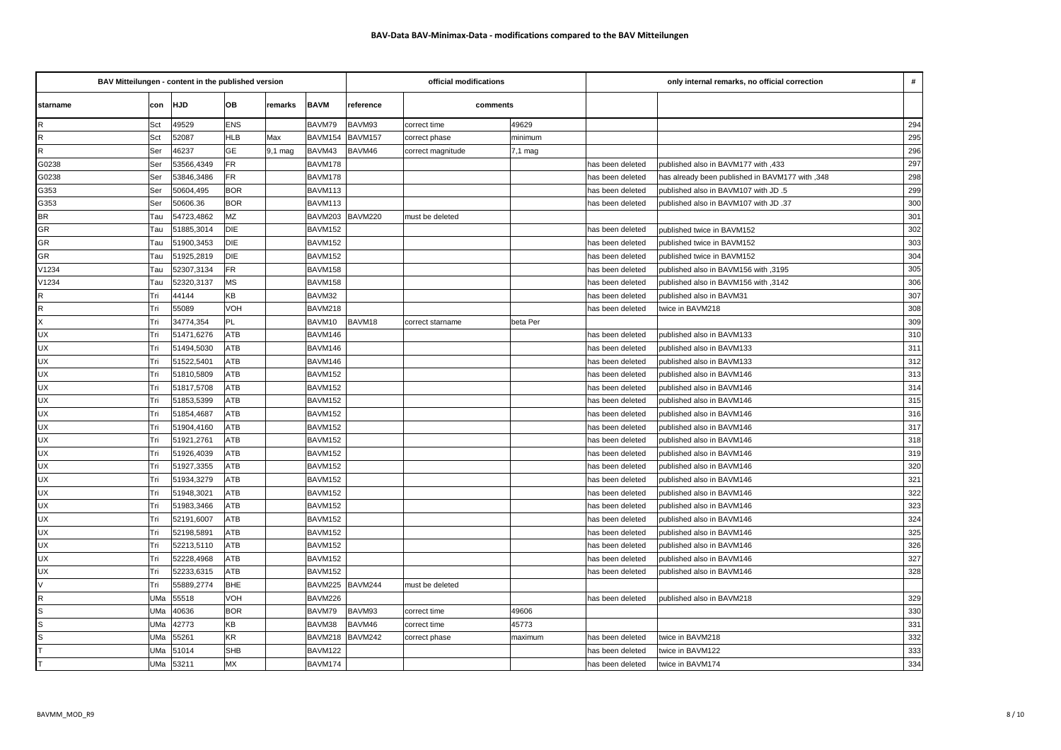## BAV-Data BAV-Minimax-Data - modifications compared to the BAV Mitteilungen

| BAV Mitteilungen - content in the published version | | | | | | official modifications | | | only internal remarks, no official correction | | # |
|---|---|---|---|---|---|---|---|---|---|---|---|
| starname | con | HJD | OB | remarks | BAVM | reference | comments | | | | |
| R | Sct | 49529 | ENS | | BAVM79 | BAVM93 | correct time | 49629 | | | 294 |
| R | Sct | 52087 | HLB | Max | BAVM154 | BAVM157 | correct phase | minimum | | | 295 |
| R | Ser | 46237 | GE | 9,1 mag | BAVM43 | BAVM46 | correct magnitude | 7,1 mag | | | 296 |
| G0238 | Ser | 53566,4349 | FR | | BAVM178 | | | | has been deleted | published also in BAVM177 with ,433 | 297 |
| G0238 | Ser | 53846,3486 | FR | | BAVM178 | | | | has been deleted | has already been published in BAVM177 with ,348 | 298 |
| G353 | Ser | 50604,495 | BOR | | BAVM113 | | | | has been deleted | published also in BAVM107 with JD .5 | 299 |
| G353 | Ser | 50606.36 | BOR | | BAVM113 | | | | has been deleted | published also in BAVM107 with JD .37 | 300 |
| BR | Tau | 54723,4862 | MZ | | BAVM203 | BAVM220 | must be deleted | | | | 301 |
| GR | Tau | 51885,3014 | DIE | | BAVM152 | | | | has been deleted | published twice in BAVM152 | 302 |
| GR | Tau | 51900,3453 | DIE | | BAVM152 | | | | has been deleted | published twice in BAVM152 | 303 |
| GR | Tau | 51925,2819 | DIE | | BAVM152 | | | | has been deleted | published twice in BAVM152 | 304 |
| V1234 | Tau | 52307,3134 | FR | | BAVM158 | | | | has been deleted | published also in BAVM156 with ,3195 | 305 |
| V1234 | Tau | 52320,3137 | MS | | BAVM158 | | | | has been deleted | published also in BAVM156 with ,3142 | 306 |
| R | Tri | 44144 | KB | | BAVM32 | | | | has been deleted | published also in BAVM31 | 307 |
| R | Tri | 55089 | VOH | | BAVM218 | | | | has been deleted | twice in BAVM218 | 308 |
| X | Tri | 34774,354 | PL | | BAVM10 | BAVM18 | correct starname | beta Per | | | 309 |
| UX | Tri | 51471,6276 | ATB | | BAVM146 | | | | has been deleted | published also in BAVM133 | 310 |
| UX | Tri | 51494,5030 | ATB | | BAVM146 | | | | has been deleted | published also in BAVM133 | 311 |
| UX | Tri | 51522,5401 | ATB | | BAVM146 | | | | has been deleted | published also in BAVM133 | 312 |
| UX | Tri | 51810,5809 | ATB | | BAVM152 | | | | has been deleted | published also in BAVM146 | 313 |
| UX | Tri | 51817,5708 | ATB | | BAVM152 | | | | has been deleted | published also in BAVM146 | 314 |
| UX | Tri | 51853,5399 | ATB | | BAVM152 | | | | has been deleted | published also in BAVM146 | 315 |
| UX | Tri | 51854,4687 | ATB | | BAVM152 | | | | has been deleted | published also in BAVM146 | 316 |
| UX | Tri | 51904,4160 | ATB | | BAVM152 | | | | has been deleted | published also in BAVM146 | 317 |
| UX | Tri | 51921,2761 | ATB | | BAVM152 | | | | has been deleted | published also in BAVM146 | 318 |
| UX | Tri | 51926,4039 | ATB | | BAVM152 | | | | has been deleted | published also in BAVM146 | 319 |
| UX | Tri | 51927,3355 | ATB | | BAVM152 | | | | has been deleted | published also in BAVM146 | 320 |
| UX | Tri | 51934,3279 | ATB | | BAVM152 | | | | has been deleted | published also in BAVM146 | 321 |
| UX | Tri | 51948,3021 | ATB | | BAVM152 | | | | has been deleted | published also in BAVM146 | 322 |
| UX | Tri | 51983,3466 | ATB | | BAVM152 | | | | has been deleted | published also in BAVM146 | 323 |
| UX | Tri | 52191,6007 | ATB | | BAVM152 | | | | has been deleted | published also in BAVM146 | 324 |
| UX | Tri | 52198,5891 | ATB | | BAVM152 | | | | has been deleted | published also in BAVM146 | 325 |
| UX | Tri | 52213,5110 | ATB | | BAVM152 | | | | has been deleted | published also in BAVM146 | 326 |
| UX | Tri | 52228,4968 | ATB | | BAVM152 | | | | has been deleted | published also in BAVM146 | 327 |
| UX | Tri | 52233,6315 | ATB | | BAVM152 | | | | has been deleted | published also in BAVM146 | 328 |
| V | Tri | 55889,2774 | BHE | | BAVM225 | BAVM244 | must be deleted | | | | |
| R | UMa | 55518 | VOH | | BAVM226 | | | | has been deleted | published also in BAVM218 | 329 |
| S | UMa | 40636 | BOR | | BAVM79 | BAVM93 | correct time | 49606 | | | 330 |
| S | UMa | 42773 | KB | | BAVM38 | BAVM46 | correct time | 45773 | | | 331 |
| S | UMa | 55261 | KR | | BAVM218 | BAVM242 | correct phase | maximum | has been deleted | twice in BAVM218 | 332 |
| T | UMa | 51014 | SHB | | BAVM122 | | | | has been deleted | twice in BAVM122 | 333 |
| T | UMa | 53211 | MX | | BAVM174 | | | | has been deleted | twice in BAVM174 | 334 |

BAVMM_MOD_R9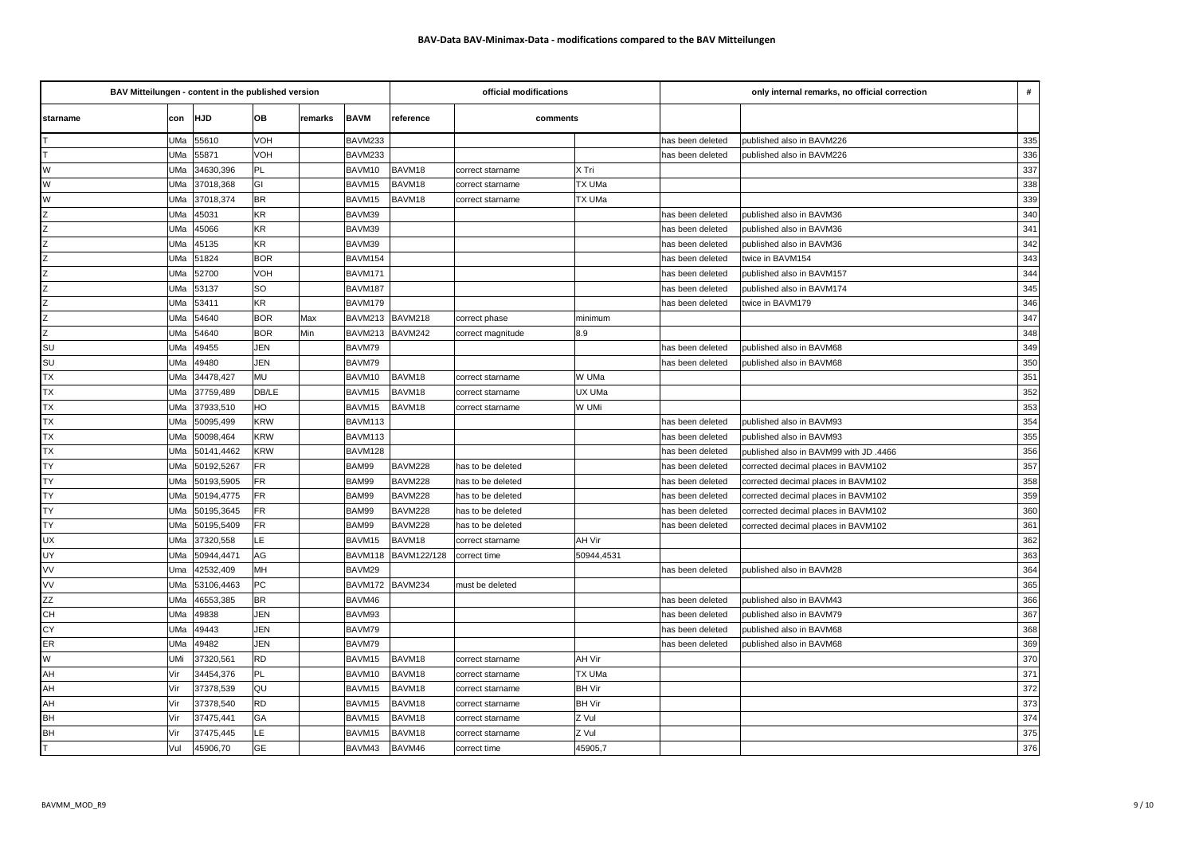## BAV-Data BAV-Minimax-Data - modifications compared to the BAV Mitteilungen

| BAV Mitteilungen - content in the published version | | | | | | official modifications | | | only internal remarks, no official correction | | # |
|---|---|---|---|---|---|---|---|---|---|---|---|
| starname | con | HJD | OB | remarks | BAVM | reference | comments | | | | |
| T | UMa | 55610 | VOH | | BAVM233 | | | | has been deleted | published also in BAVM226 | 335 |
| T | UMa | 55871 | VOH | | BAVM233 | | | | has been deleted | published also in BAVM226 | 336 |
| W | UMa | 34630,396 | PL | | BAVM10 | BAVM18 | correct starname | X Tri | | | 337 |
| W | UMa | 37018,368 | GI | | BAVM15 | BAVM18 | correct starname | TX UMa | | | 338 |
| W | UMa | 37018,374 | BR | | BAVM15 | BAVM18 | correct starname | TX UMa | | | 339 |
| Z | UMa | 45031 | KR | | BAVM39 | | | | has been deleted | published also in BAVM36 | 340 |
| Z | UMa | 45066 | KR | | BAVM39 | | | | has been deleted | published also in BAVM36 | 341 |
| Z | UMa | 45135 | KR | | BAVM39 | | | | has been deleted | published also in BAVM36 | 342 |
| Z | UMa | 51824 | BOR | | BAVM154 | | | | has been deleted | twice in BAVM154 | 343 |
| Z | UMa | 52700 | VOH | | BAVM171 | | | | has been deleted | published also in BAVM157 | 344 |
| Z | UMa | 53137 | SO | | BAVM187 | | | | has been deleted | published also in BAVM174 | 345 |
| Z | UMa | 53411 | KR | | BAVM179 | | | | has been deleted | twice in BAVM179 | 346 |
| Z | UMa | 54640 | BOR | Max | BAVM213 | BAVM218 | correct phase | minimum | | | 347 |
| Z | UMa | 54640 | BOR | Min | BAVM213 | BAVM242 | correct magnitude | 8.9 | | | 348 |
| SU | UMa | 49455 | JEN | | BAVM79 | | | | has been deleted | published also in BAVM68 | 349 |
| SU | UMa | 49480 | JEN | | BAVM79 | | | | has been deleted | published also in BAVM68 | 350 |
| TX | UMa | 34478,427 | MU | | BAVM10 | BAVM18 | correct starname | W UMa | | | 351 |
| TX | UMa | 37759,489 | DB/LE | | BAVM15 | BAVM18 | correct starname | UX UMa | | | 352 |
| TX | UMa | 37933,510 | HO | | BAVM15 | BAVM18 | correct starname | W UMi | | | 353 |
| TX | UMa | 50095,499 | KRW | | BAVM113 | | | | has been deleted | published also in BAVM93 | 354 |
| TX | UMa | 50098,464 | KRW | | BAVM113 | | | | has been deleted | published also in BAVM93 | 355 |
| TX | UMa | 50141,4462 | KRW | | BAVM128 | | | | has been deleted | published also in BAVM99 with JD .4466 | 356 |
| TY | UMa | 50192,5267 | FR | | BAM99 | BAVM228 | has to be deleted | | has been deleted | corrected decimal places in BAVM102 | 357 |
| TY | UMa | 50193,5905 | FR | | BAM99 | BAVM228 | has to be deleted | | has been deleted | corrected decimal places in BAVM102 | 358 |
| TY | UMa | 50194,4775 | FR | | BAM99 | BAVM228 | has to be deleted | | has been deleted | corrected decimal places in BAVM102 | 359 |
| TY | UMa | 50195,3645 | FR | | BAM99 | BAVM228 | has to be deleted | | has been deleted | corrected decimal places in BAVM102 | 360 |
| TY | UMa | 50195,5409 | FR | | BAM99 | BAVM228 | has to be deleted | | has been deleted | corrected decimal places in BAVM102 | 361 |
| UX | UMa | 37320,558 | LE | | BAVM15 | BAVM18 | correct starname | AH Vir | | | 362 |
| UY | UMa | 50944,4471 | AG | | BAVM118 | BAVM122/128 | correct time | 50944,4531 | | | 363 |
| VV | Uma | 42532,409 | MH | | BAVM29 | | | | has been deleted | published also in BAVM28 | 364 |
| VV | UMa | 53106,4463 | PC | | BAVM172 | BAVM234 | must be deleted | | | | 365 |
| ZZ | UMa | 46553,385 | BR | | BAVM46 | | | | has been deleted | published also in BAVM43 | 366 |
| CH | UMa | 49838 | JEN | | BAVM93 | | | | has been deleted | published also in BAVM79 | 367 |
| CY | UMa | 49443 | JEN | | BAVM79 | | | | has been deleted | published also in BAVM68 | 368 |
| ER | UMa | 49482 | JEN | | BAVM79 | | | | has been deleted | published also in BAVM68 | 369 |
| W | UMi | 37320,561 | RD | | BAVM15 | BAVM18 | correct starname | AH Vir | | | 370 |
| AH | Vir | 34454,376 | PL | | BAVM10 | BAVM18 | correct starname | TX UMa | | | 371 |
| AH | Vir | 37378,539 | QU | | BAVM15 | BAVM18 | correct starname | BH Vir | | | 372 |
| AH | Vir | 37378,540 | RD | | BAVM15 | BAVM18 | correct starname | BH Vir | | | 373 |
| BH | Vir | 37475,441 | GA | | BAVM15 | BAVM18 | correct starname | Z Vul | | | 374 |
| BH | Vir | 37475,445 | LE | | BAVM15 | BAVM18 | correct starname | Z Vul | | | 375 |
| T | Vul | 45906,70 | GE | | BAVM43 | BAVM46 | correct time | 45905,7 | | | 376 |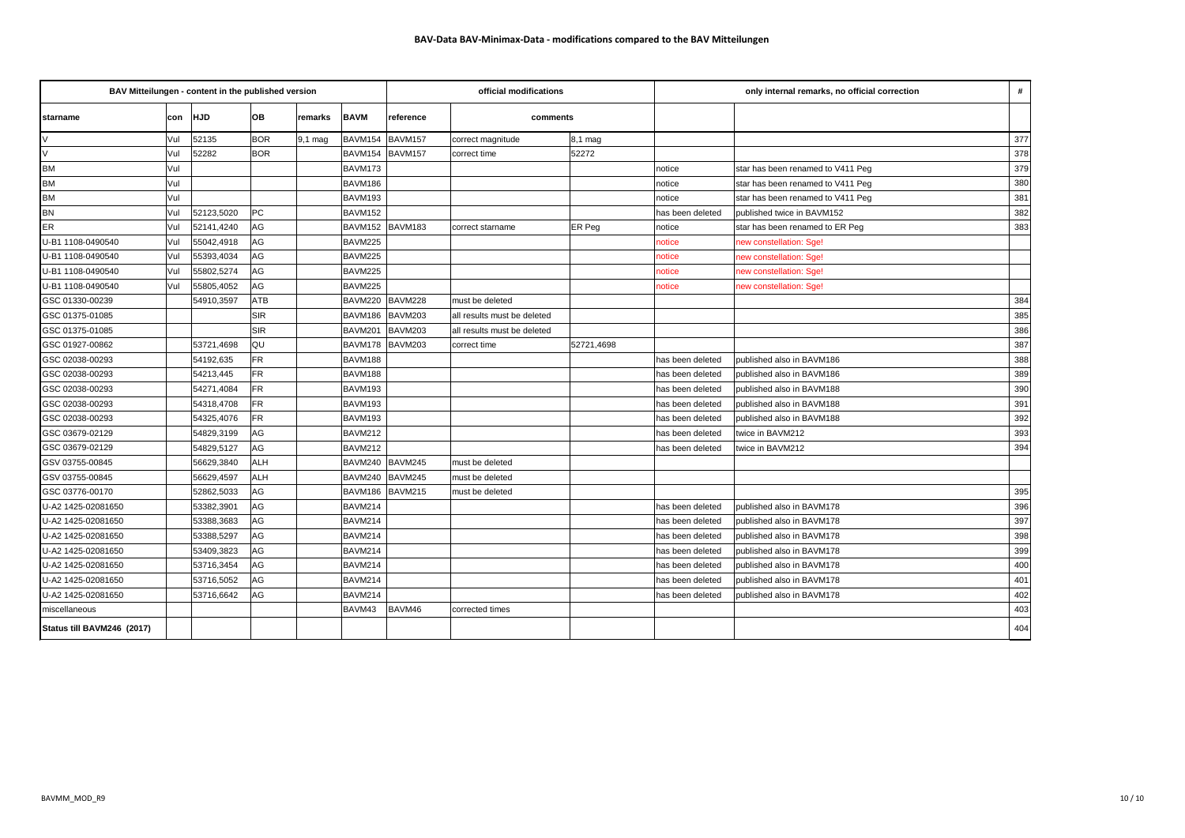## BAV-Data BAV-Minimax-Data - modifications compared to the BAV Mitteilungen

| BAV Mitteilungen - content in the published version | | | | | | official modifications | | | only internal remarks, no official correction | | # |
|---|---|---|---|---|---|---|---|---|---|---|---|
| starname | con | HJD | OB | remarks | BAVM | reference | comments | | | | |
| V | Vul | 52135 | BOR | 9,1 mag | BAVM154 | BAVM157 | correct magnitude | 8,1 mag | | | 377 |
| V | Vul | 52282 | BOR | | BAVM154 | BAVM157 | correct time | 52272 | | | 378 |
| BM | Vul | | | | BAVM173 | | | | notice | star has been renamed to V411 Peg | 379 |
| BM | Vul | | | | BAVM186 | | | | notice | star has been renamed to V411 Peg | 380 |
| BM | Vul | | | | BAVM193 | | | | notice | star has been renamed to V411 Peg | 381 |
| BN | Vul | 52123,5020 | PC | | BAVM152 | | | | has been deleted | published twice in BAVM152 | 382 |
| ER | Vul | 52141,4240 | AG | | BAVM152 | BAVM183 | correct starname | ER Peg | notice | star has been renamed to ER Peg | 383 |
| U-B1 1108-0490540 | Vul | 55042,4918 | AG | | BAVM225 | | | | notice | new constellation: Sge! | |
| U-B1 1108-0490540 | Vul | 55393,4034 | AG | | BAVM225 | | | | notice | new constellation: Sge! | |
| U-B1 1108-0490540 | Vul | 55802,5274 | AG | | BAVM225 | | | | notice | new constellation: Sge! | |
| U-B1 1108-0490540 | Vul | 55805,4052 | AG | | BAVM225 | | | | notice | new constellation: Sge! | |
| GSC 01330-00239 | | 54910,3597 | ATB | | BAVM220 | BAVM228 | must be deleted | | | | 384 |
| GSC 01375-01085 | | | SIR | | BAVM186 | BAVM203 | all results must be deleted | | | | 385 |
| GSC 01375-01085 | | | SIR | | BAVM201 | BAVM203 | all results must be deleted | | | | 386 |
| GSC 01927-00862 | | 53721,4698 | QU | | BAVM178 | BAVM203 | correct time | 52721,4698 | | | 387 |
| GSC 02038-00293 | | 54192,635 | FR | | BAVM188 | | | | has been deleted | published also in BAVM186 | 388 |
| GSC 02038-00293 | | 54213,445 | FR | | BAVM188 | | | | has been deleted | published also in BAVM186 | 389 |
| GSC 02038-00293 | | 54271,4084 | FR | | BAVM193 | | | | has been deleted | published also in BAVM188 | 390 |
| GSC 02038-00293 | | 54318,4708 | FR | | BAVM193 | | | | has been deleted | published also in BAVM188 | 391 |
| GSC 02038-00293 | | 54325,4076 | FR | | BAVM193 | | | | has been deleted | published also in BAVM188 | 392 |
| GSC 03679-02129 | | 54829,3199 | AG | | BAVM212 | | | | has been deleted | twice in BAVM212 | 393 |
| GSC 03679-02129 | | 54829,5127 | AG | | BAVM212 | | | | has been deleted | twice in BAVM212 | 394 |
| GSV 03755-00845 | | 56629,3840 | ALH | | BAVM240 | BAVM245 | must be deleted | | | | |
| GSV 03755-00845 | | 56629,4597 | ALH | | BAVM240 | BAVM245 | must be deleted | | | | |
| GSC 03776-00170 | | 52862,5033 | AG | | BAVM186 | BAVM215 | must be deleted | | | | 395 |
| U-A2 1425-02081650 | | 53382,3901 | AG | | BAVM214 | | | | has been deleted | published also in BAVM178 | 396 |
| U-A2 1425-02081650 | | 53388,3683 | AG | | BAVM214 | | | | has been deleted | published also in BAVM178 | 397 |
| U-A2 1425-02081650 | | 53388,5297 | AG | | BAVM214 | | | | has been deleted | published also in BAVM178 | 398 |
| U-A2 1425-02081650 | | 53409,3823 | AG | | BAVM214 | | | | has been deleted | published also in BAVM178 | 399 |
| U-A2 1425-02081650 | | 53716,3454 | AG | | BAVM214 | | | | has been deleted | published also in BAVM178 | 400 |
| U-A2 1425-02081650 | | 53716,5052 | AG | | BAVM214 | | | | has been deleted | published also in BAVM178 | 401 |
| U-A2 1425-02081650 | | 53716,6642 | AG | | BAVM214 | | | | has been deleted | published also in BAVM178 | 402 |
| miscellaneous | | | | | BAVM43 | BAVM46 | corrected times | | | | 403 |
| **Status till BAVM246 (2017)** | | | | | | | | | | | 404 |

BAVMM_MOD_R9